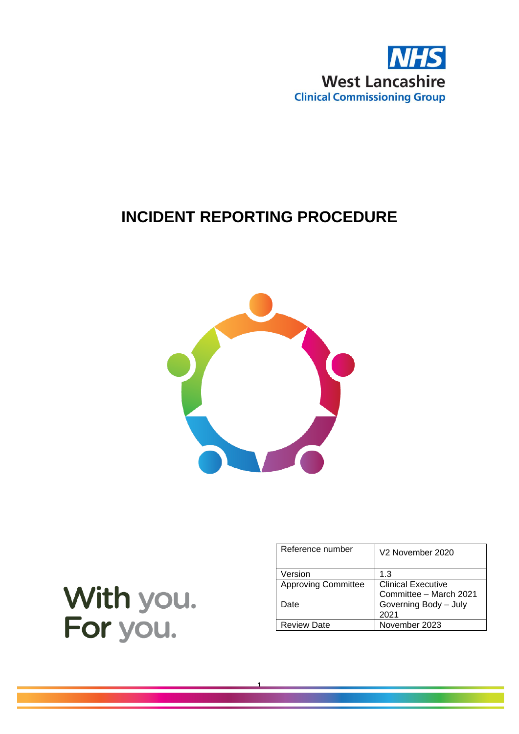NHS
West Lancashire
Clinical Commissioning Group

# INCIDENT REPORTING PROCEDURE

With you.
For you.

| Reference number | V2 November 2020 |
|---|---|
| Version | 1.3 |
| Approving Committee<br><br>Date | Clinical Executive Committee – March 2021<br>Governing Body – July 2021 |
| Review Date | November 2023 |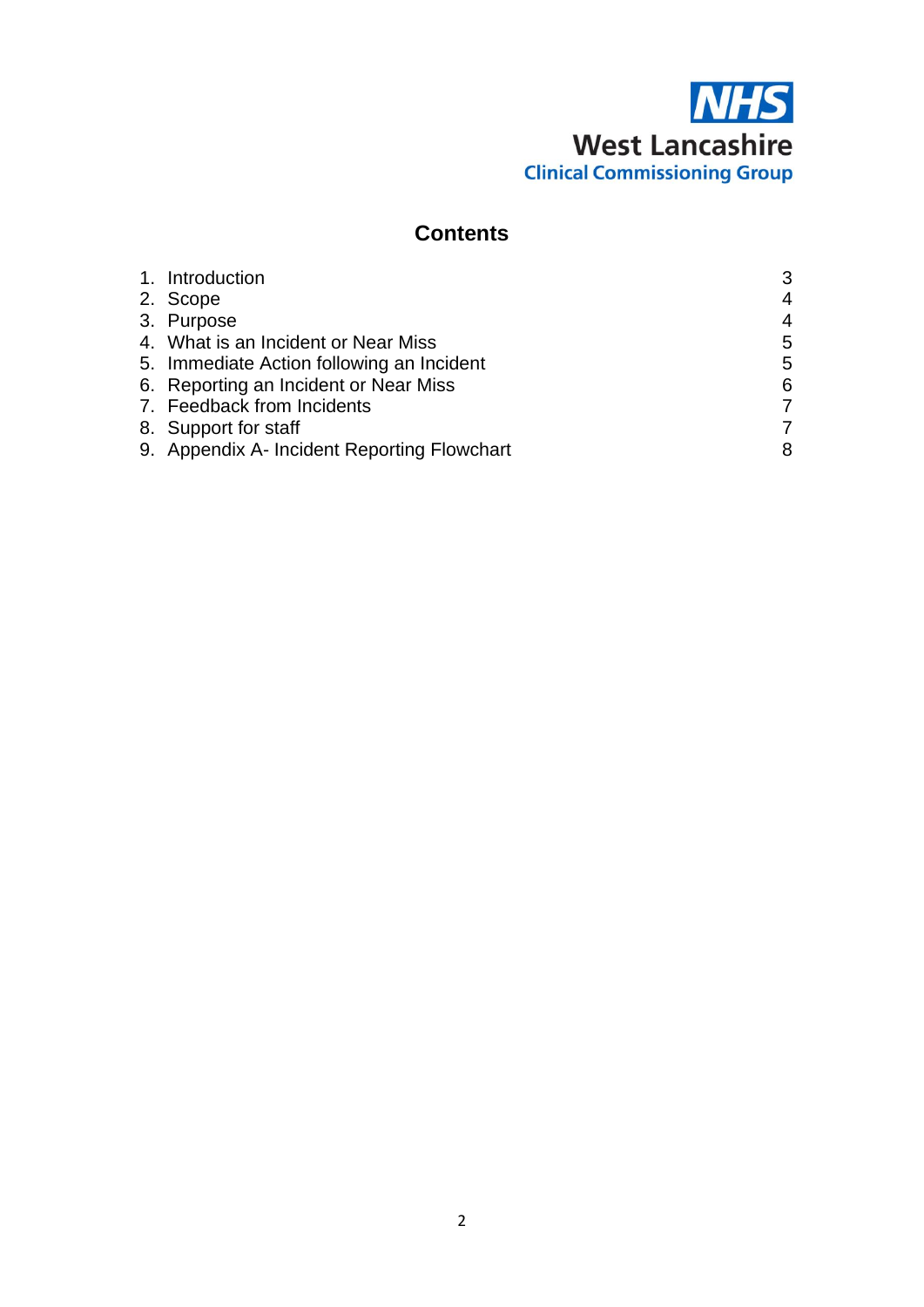NHS
West Lancashire
Clinical Commissioning Group

# Contents

| | | |
|---|---|---|
| 1. | Introduction | 3 |
| 2. | Scope | 4 |
| 3. | Purpose | 4 |
| 4. | What is an Incident or Near Miss | 5 |
| 5. | Immediate Action following an Incident | 5 |
| 6. | Reporting an Incident or Near Miss | 6 |
| 7. | Feedback from Incidents | 7 |
| 8. | Support for staff | 7 |
| 9. | Appendix A- Incident Reporting Flowchart | 8 |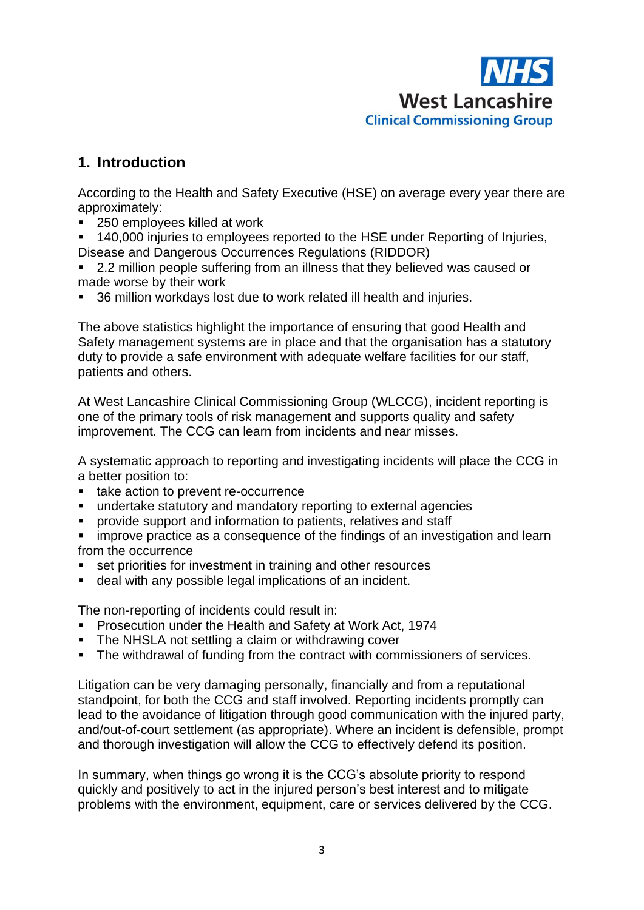## 1. Introduction

According to the Health and Safety Executive (HSE) on average every year there are approximately:

- 250 employees killed at work
- 140,000 injuries to employees reported to the HSE under Reporting of Injuries, Disease and Dangerous Occurrences Regulations (RIDDOR)
- 2.2 million people suffering from an illness that they believed was caused or made worse by their work
- 36 million workdays lost due to work related ill health and injuries.

The above statistics highlight the importance of ensuring that good Health and Safety management systems are in place and that the organisation has a statutory duty to provide a safe environment with adequate welfare facilities for our staff, patients and others.

At West Lancashire Clinical Commissioning Group (WLCCG), incident reporting is one of the primary tools of risk management and supports quality and safety improvement. The CCG can learn from incidents and near misses.

A systematic approach to reporting and investigating incidents will place the CCG in a better position to:

- take action to prevent re-occurrence
- undertake statutory and mandatory reporting to external agencies
- provide support and information to patients, relatives and staff
- improve practice as a consequence of the findings of an investigation and learn from the occurrence
- set priorities for investment in training and other resources
- deal with any possible legal implications of an incident.

The non-reporting of incidents could result in:

- Prosecution under the Health and Safety at Work Act, 1974
- The NHSLA not settling a claim or withdrawing cover
- The withdrawal of funding from the contract with commissioners of services.

Litigation can be very damaging personally, financially and from a reputational standpoint, for both the CCG and staff involved. Reporting incidents promptly can lead to the avoidance of litigation through good communication with the injured party, and/out-of-court settlement (as appropriate). Where an incident is defensible, prompt and thorough investigation will allow the CCG to effectively defend its position.

In summary, when things go wrong it is the CCG's absolute priority to respond quickly and positively to act in the injured person's best interest and to mitigate problems with the environment, equipment, care or services delivered by the CCG.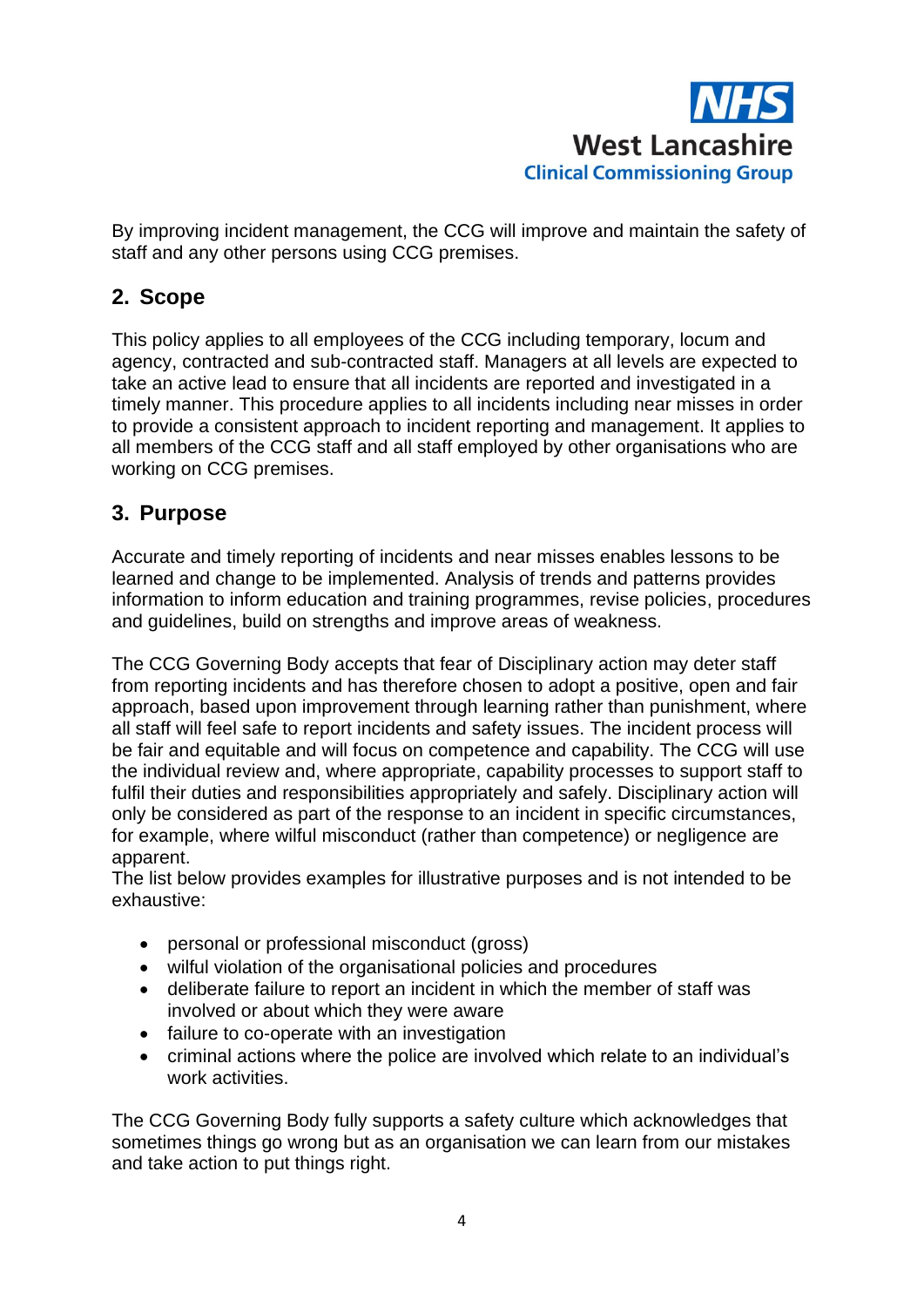By improving incident management, the CCG will improve and maintain the safety of staff and any other persons using CCG premises.

## 2. Scope

This policy applies to all employees of the CCG including temporary, locum and agency, contracted and sub-contracted staff. Managers at all levels are expected to take an active lead to ensure that all incidents are reported and investigated in a timely manner. This procedure applies to all incidents including near misses in order to provide a consistent approach to incident reporting and management. It applies to all members of the CCG staff and all staff employed by other organisations who are working on CCG premises.

## 3. Purpose

Accurate and timely reporting of incidents and near misses enables lessons to be learned and change to be implemented. Analysis of trends and patterns provides information to inform education and training programmes, revise policies, procedures and guidelines, build on strengths and improve areas of weakness.

The CCG Governing Body accepts that fear of Disciplinary action may deter staff from reporting incidents and has therefore chosen to adopt a positive, open and fair approach, based upon improvement through learning rather than punishment, where all staff will feel safe to report incidents and safety issues. The incident process will be fair and equitable and will focus on competence and capability. The CCG will use the individual review and, where appropriate, capability processes to support staff to fulfil their duties and responsibilities appropriately and safely. Disciplinary action will only be considered as part of the response to an incident in specific circumstances, for example, where wilful misconduct (rather than competence) or negligence are apparent.
The list below provides examples for illustrative purposes and is not intended to be exhaustive:

- personal or professional misconduct (gross)
- wilful violation of the organisational policies and procedures
- deliberate failure to report an incident in which the member of staff was involved or about which they were aware
- failure to co-operate with an investigation
- criminal actions where the police are involved which relate to an individual's work activities.

The CCG Governing Body fully supports a safety culture which acknowledges that sometimes things go wrong but as an organisation we can learn from our mistakes and take action to put things right.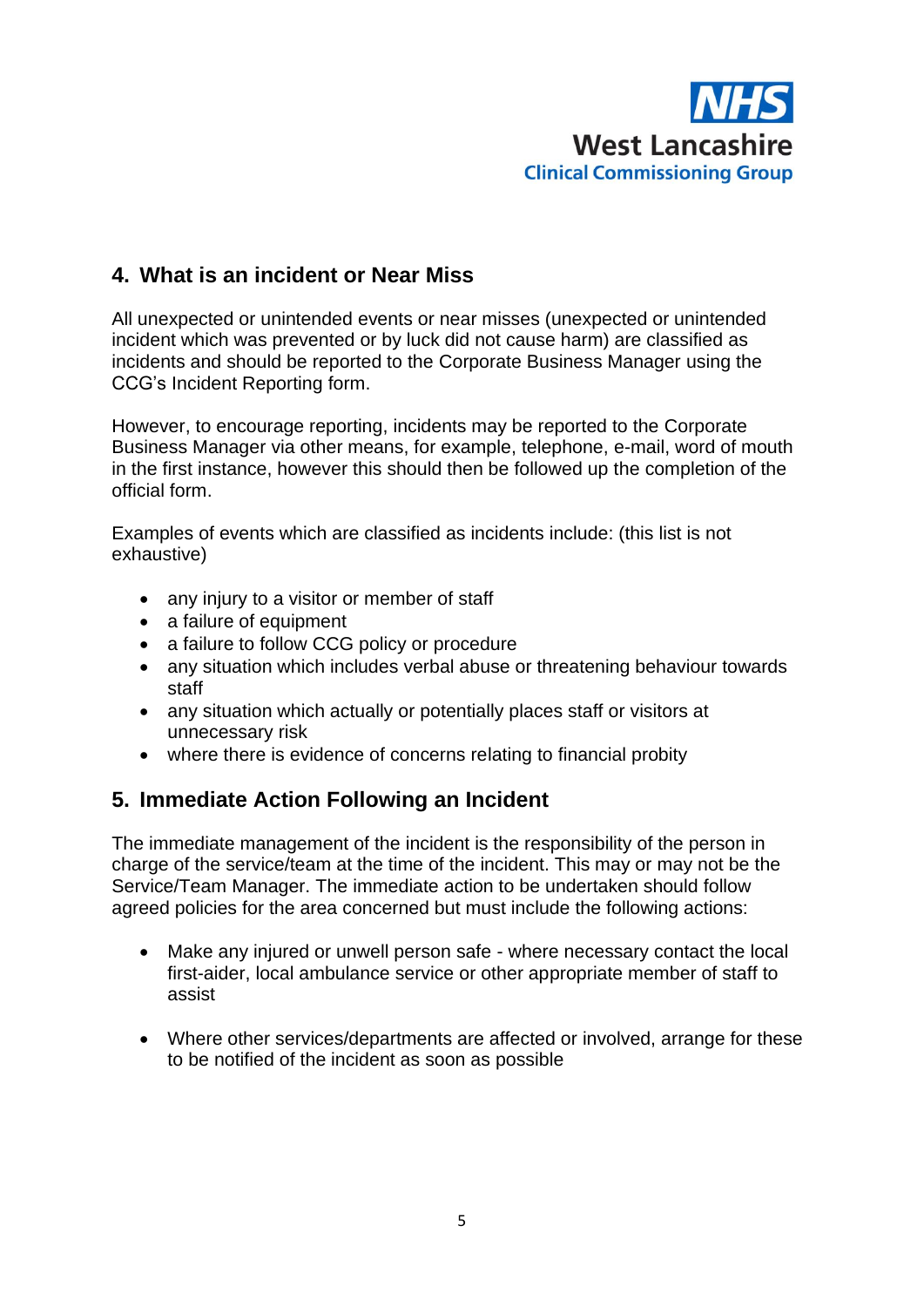## 4. What is an incident or Near Miss

All unexpected or unintended events or near misses (unexpected or unintended incident which was prevented or by luck did not cause harm) are classified as incidents and should be reported to the Corporate Business Manager using the CCG's Incident Reporting form.

However, to encourage reporting, incidents may be reported to the Corporate Business Manager via other means, for example, telephone, e-mail, word of mouth in the first instance, however this should then be followed up the completion of the official form.

Examples of events which are classified as incidents include: (this list is not exhaustive)

- any injury to a visitor or member of staff
- a failure of equipment
- a failure to follow CCG policy or procedure
- any situation which includes verbal abuse or threatening behaviour towards staff
- any situation which actually or potentially places staff or visitors at unnecessary risk
- where there is evidence of concerns relating to financial probity

## 5. Immediate Action Following an Incident

The immediate management of the incident is the responsibility of the person in charge of the service/team at the time of the incident. This may or may not be the Service/Team Manager. The immediate action to be undertaken should follow agreed policies for the area concerned but must include the following actions:

- Make any injured or unwell person safe - where necessary contact the local first-aider, local ambulance service or other appropriate member of staff to assist

- Where other services/departments are affected or involved, arrange for these to be notified of the incident as soon as possible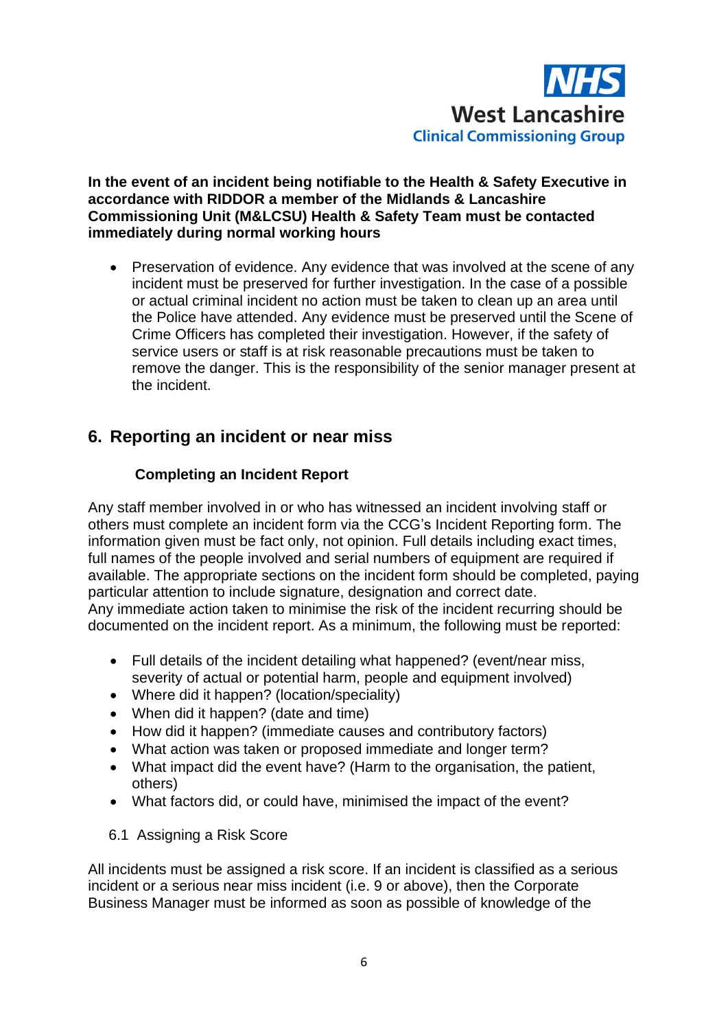**In the event of an incident being notifiable to the Health & Safety Executive in accordance with RIDDOR a member of the Midlands & Lancashire Commissioning Unit (M&LCSU) Health & Safety Team must be contacted immediately during normal working hours**

- Preservation of evidence. Any evidence that was involved at the scene of any incident must be preserved for further investigation. In the case of a possible or actual criminal incident no action must be taken to clean up an area until the Police have attended. Any evidence must be preserved until the Scene of Crime Officers has completed their investigation. However, if the safety of service users or staff is at risk reasonable precautions must be taken to remove the danger. This is the responsibility of the senior manager present at the incident.

## 6. Reporting an incident or near miss

### Completing an Incident Report

Any staff member involved in or who has witnessed an incident involving staff or others must complete an incident form via the CCG's Incident Reporting form. The information given must be fact only, not opinion. Full details including exact times, full names of the people involved and serial numbers of equipment are required if available. The appropriate sections on the incident form should be completed, paying particular attention to include signature, designation and correct date.
Any immediate action taken to minimise the risk of the incident recurring should be documented on the incident report. As a minimum, the following must be reported:

- Full details of the incident detailing what happened? (event/near miss, severity of actual or potential harm, people and equipment involved)
- Where did it happen? (location/speciality)
- When did it happen? (date and time)
- How did it happen? (immediate causes and contributory factors)
- What action was taken or proposed immediate and longer term?
- What impact did the event have? (Harm to the organisation, the patient, others)
- What factors did, or could have, minimised the impact of the event?

### 6.1 Assigning a Risk Score

All incidents must be assigned a risk score. If an incident is classified as a serious incident or a serious near miss incident (i.e. 9 or above), then the Corporate Business Manager must be informed as soon as possible of knowledge of the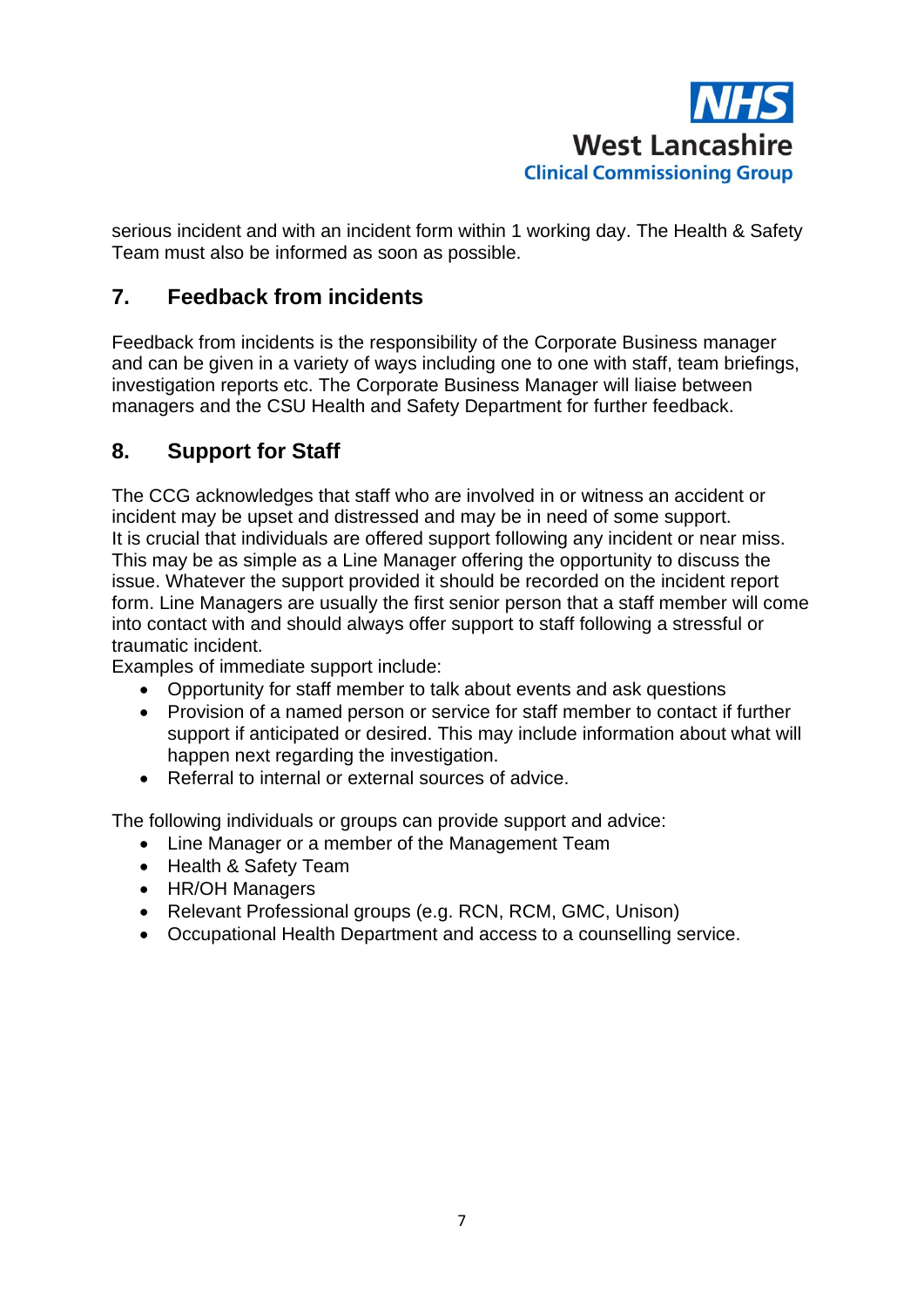serious incident and with an incident form within 1 working day. The Health & Safety Team must also be informed as soon as possible.

## 7. Feedback from incidents

Feedback from incidents is the responsibility of the Corporate Business manager and can be given in a variety of ways including one to one with staff, team briefings, investigation reports etc. The Corporate Business Manager will liaise between managers and the CSU Health and Safety Department for further feedback.

## 8. Support for Staff

The CCG acknowledges that staff who are involved in or witness an accident or incident may be upset and distressed and may be in need of some support.
It is crucial that individuals are offered support following any incident or near miss. This may be as simple as a Line Manager offering the opportunity to discuss the issue. Whatever the support provided it should be recorded on the incident report form. Line Managers are usually the first senior person that a staff member will come into contact with and should always offer support to staff following a stressful or traumatic incident.
Examples of immediate support include:

- Opportunity for staff member to talk about events and ask questions
- Provision of a named person or service for staff member to contact if further support if anticipated or desired. This may include information about what will happen next regarding the investigation.
- Referral to internal or external sources of advice.

The following individuals or groups can provide support and advice:

- Line Manager or a member of the Management Team
- Health & Safety Team
- HR/OH Managers
- Relevant Professional groups (e.g. RCN, RCM, GMC, Unison)
- Occupational Health Department and access to a counselling service.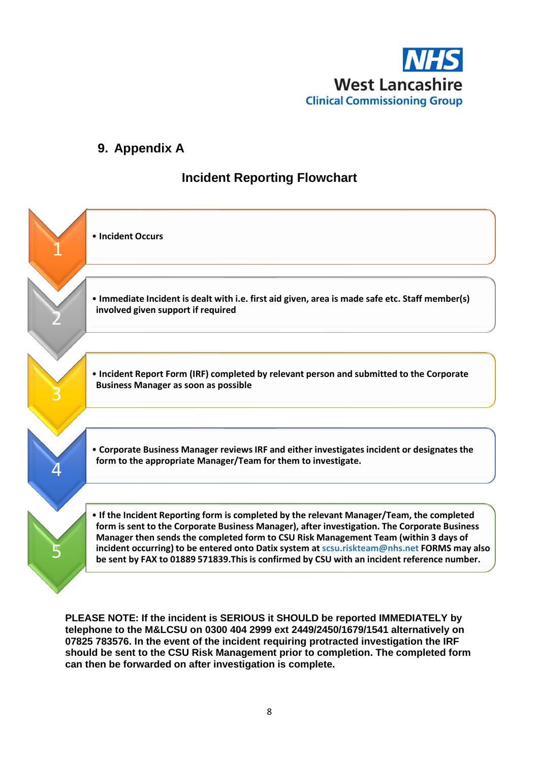West Lancashire
Clinical Commissioning Group

## 9. Appendix A

### Incident Reporting Flowchart

1. **Incident Occurs**

2. **Immediate Incident is dealt with i.e. first aid given, area is made safe etc. Staff member(s) involved given support if required**

3. **Incident Report Form (IRF) completed by relevant person and submitted to the Corporate Business Manager as soon as possible**

4. **Corporate Business Manager reviews IRF and either investigates incident or designates the form to the appropriate Manager/Team for them to investigate.**

5. **If the Incident Reporting form is completed by the relevant Manager/Team, the completed form is sent to the Corporate Business Manager), after investigation. The Corporate Business Manager then sends the completed form to CSU Risk Management Team (within 3 days of incident occurring) to be entered onto Datix system at scsu.riskteam@nhs.net FORMS may also be sent by FAX to 01889 571839.This is confirmed by CSU with an incident reference number.**

**PLEASE NOTE: If the incident is SERIOUS it SHOULD be reported IMMEDIATELY by telephone to the M&LCSU on 0300 404 2999 ext 2449/2450/1679/1541 alternatively on 07825 783576. In the event of the incident requiring protracted investigation the IRF should be sent to the CSU Risk Management prior to completion. The completed form can then be forwarded on after investigation is complete.**